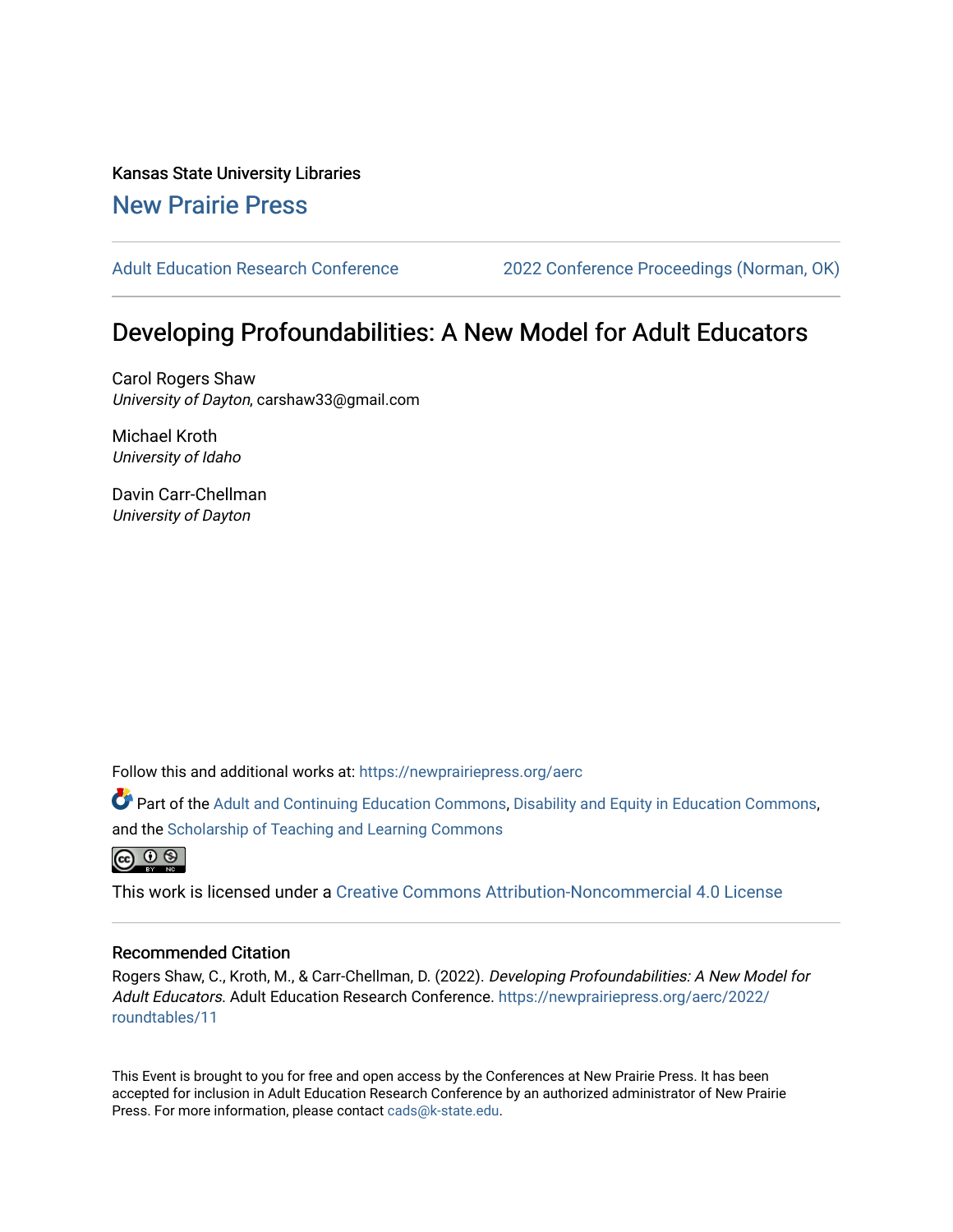Kansas State University Libraries

New Prairie Press

Adult Education Research Conference | 2022 Conference Proceedings (Norman, OK)

# Developing Profoundabilities: A New Model for Adult Educators

Carol Rogers Shaw
*University of Dayton*, carshaw33@gmail.com

Michael Kroth
*University of Idaho*

Davin Carr-Chellman
*University of Dayton*

Follow this and additional works at: https://newprairiepress.org/aerc

Part of the Adult and Continuing Education Commons, Disability and Equity in Education Commons, and the Scholarship of Teaching and Learning Commons

This work is licensed under a Creative Commons Attribution-Noncommercial 4.0 License

## Recommended Citation

Rogers Shaw, C., Kroth, M., & Carr-Chellman, D. (2022). *Developing Profoundabilities: A New Model for Adult Educators*. Adult Education Research Conference. https://newprairiepress.org/aerc/2022/roundtables/11

This Event is brought to you for free and open access by the Conferences at New Prairie Press. It has been accepted for inclusion in Adult Education Research Conference by an authorized administrator of New Prairie Press. For more information, please contact cads@k-state.edu.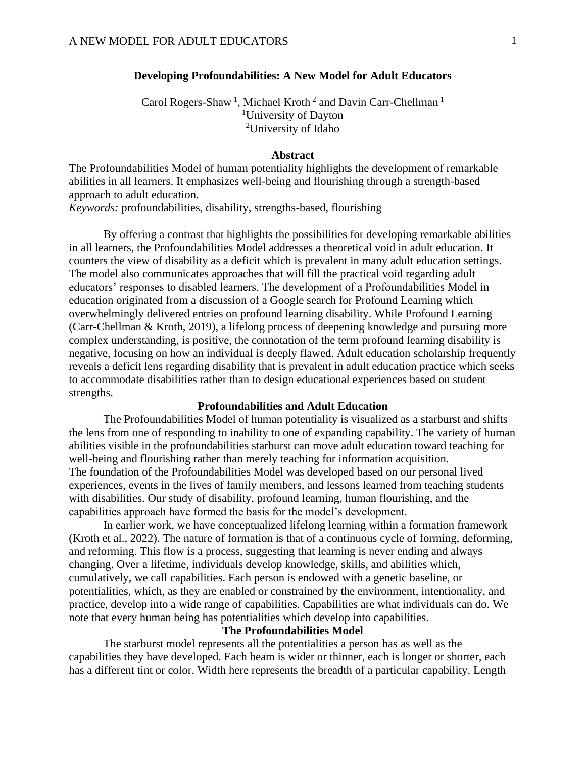**Developing Profoundabilities: A New Model for Adult Educators**

Carol Rogers-Shaw [1], Michael Kroth [2] and Davin Carr-Chellman [1]
[1]University of Dayton
[2]University of Idaho

**Abstract**

The Profoundabilities Model of human potentiality highlights the development of remarkable abilities in all learners. It emphasizes well-being and flourishing through a strength-based approach to adult education.
*Keywords:* profoundabilities, disability, strengths-based, flourishing

By offering a contrast that highlights the possibilities for developing remarkable abilities in all learners, the Profoundabilities Model addresses a theoretical void in adult education. It counters the view of disability as a deficit which is prevalent in many adult education settings. The model also communicates approaches that will fill the practical void regarding adult educators' responses to disabled learners. The development of a Profoundabilities Model in education originated from a discussion of a Google search for Profound Learning which overwhelmingly delivered entries on profound learning disability. While Profound Learning (Carr-Chellman & Kroth, 2019), a lifelong process of deepening knowledge and pursuing more complex understanding, is positive, the connotation of the term profound learning disability is negative, focusing on how an individual is deeply flawed. Adult education scholarship frequently reveals a deficit lens regarding disability that is prevalent in adult education practice which seeks to accommodate disabilities rather than to design educational experiences based on student strengths.

## Profoundabilities and Adult Education

The Profoundabilities Model of human potentiality is visualized as a starburst and shifts the lens from one of responding to inability to one of expanding capability. The variety of human abilities visible in the profoundabilities starburst can move adult education toward teaching for well-being and flourishing rather than merely teaching for information acquisition.
The foundation of the Profoundabilities Model was developed based on our personal lived experiences, events in the lives of family members, and lessons learned from teaching students with disabilities. Our study of disability, profound learning, human flourishing, and the capabilities approach have formed the basis for the model's development.

In earlier work, we have conceptualized lifelong learning within a formation framework (Kroth et al., 2022). The nature of formation is that of a continuous cycle of forming, deforming, and reforming. This flow is a process, suggesting that learning is never ending and always changing. Over a lifetime, individuals develop knowledge, skills, and abilities which, cumulatively, we call capabilities. Each person is endowed with a genetic baseline, or potentialities, which, as they are enabled or constrained by the environment, intentionality, and practice, develop into a wide range of capabilities. Capabilities are what individuals can do. We note that every human being has potentialities which develop into capabilities.

## The Profoundabilities Model

The starburst model represents all the potentialities a person has as well as the capabilities they have developed. Each beam is wider or thinner, each is longer or shorter, each has a different tint or color. Width here represents the breadth of a particular capability. Length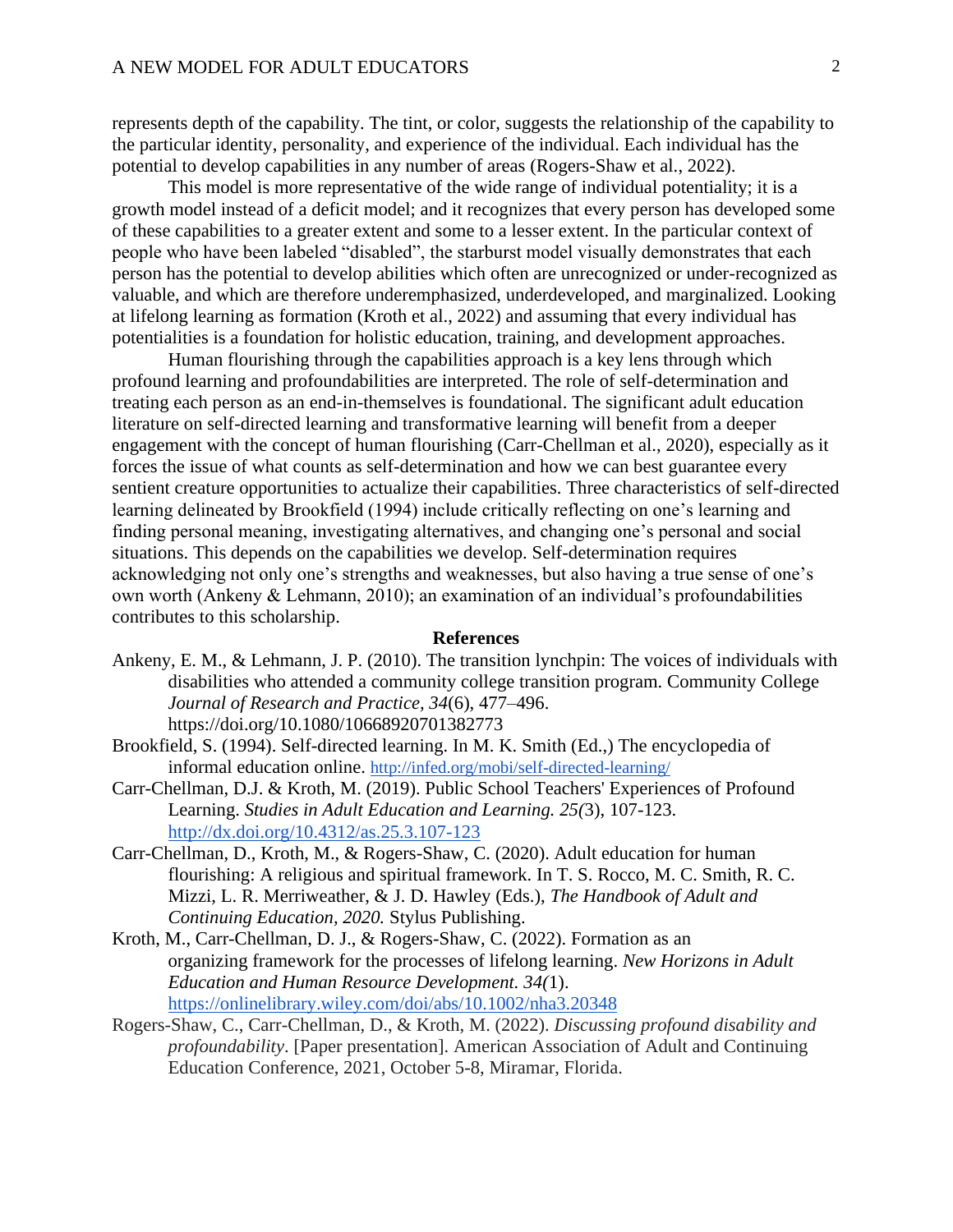represents depth of the capability. The tint, or color, suggests the relationship of the capability to the particular identity, personality, and experience of the individual. Each individual has the potential to develop capabilities in any number of areas (Rogers-Shaw et al., 2022).

This model is more representative of the wide range of individual potentiality; it is a growth model instead of a deficit model; and it recognizes that every person has developed some of these capabilities to a greater extent and some to a lesser extent. In the particular context of people who have been labeled "disabled", the starburst model visually demonstrates that each person has the potential to develop abilities which often are unrecognized or under-recognized as valuable, and which are therefore underemphasized, underdeveloped, and marginalized. Looking at lifelong learning as formation (Kroth et al., 2022) and assuming that every individual has potentialities is a foundation for holistic education, training, and development approaches.

Human flourishing through the capabilities approach is a key lens through which profound learning and profoundabilities are interpreted. The role of self-determination and treating each person as an end-in-themselves is foundational. The significant adult education literature on self-directed learning and transformative learning will benefit from a deeper engagement with the concept of human flourishing (Carr-Chellman et al., 2020), especially as it forces the issue of what counts as self-determination and how we can best guarantee every sentient creature opportunities to actualize their capabilities. Three characteristics of self-directed learning delineated by Brookfield (1994) include critically reflecting on one's learning and finding personal meaning, investigating alternatives, and changing one's personal and social situations. This depends on the capabilities we develop. Self-determination requires acknowledging not only one's strengths and weaknesses, but also having a true sense of one's own worth (Ankeny & Lehmann, 2010); an examination of an individual's profoundabilities contributes to this scholarship.

## References

Ankeny, E. M., & Lehmann, J. P. (2010). The transition lynchpin: The voices of individuals with disabilities who attended a community college transition program. Community College *Journal of Research and Practice, 34*(6), 477–496. https://doi.org/10.1080/10668920701382773

Brookfield, S. (1994). Self-directed learning. In M. K. Smith (Ed.,) The encyclopedia of informal education online. http://infed.org/mobi/self-directed-learning/

Carr-Chellman, D.J. & Kroth, M. (2019). Public School Teachers' Experiences of Profound Learning. *Studies in Adult Education and Learning. 25(*3), 107-123. http://dx.doi.org/10.4312/as.25.3.107-123

Carr-Chellman, D., Kroth, M., & Rogers-Shaw, C. (2020). Adult education for human flourishing: A religious and spiritual framework. In T. S. Rocco, M. C. Smith, R. C. Mizzi, L. R. Merriweather, & J. D. Hawley (Eds.), *The Handbook of Adult and Continuing Education, 2020.* Stylus Publishing.

Kroth, M., Carr-Chellman, D. J., & Rogers-Shaw, C. (2022). Formation as an organizing framework for the processes of lifelong learning. *New Horizons in Adult Education and Human Resource Development. 34(*1). https://onlinelibrary.wiley.com/doi/abs/10.1002/nha3.20348

Rogers-Shaw, C., Carr-Chellman, D., & Kroth, M. (2022). *Discussing profound disability and profoundability*. [Paper presentation]. American Association of Adult and Continuing Education Conference, 2021, October 5-8, Miramar, Florida.